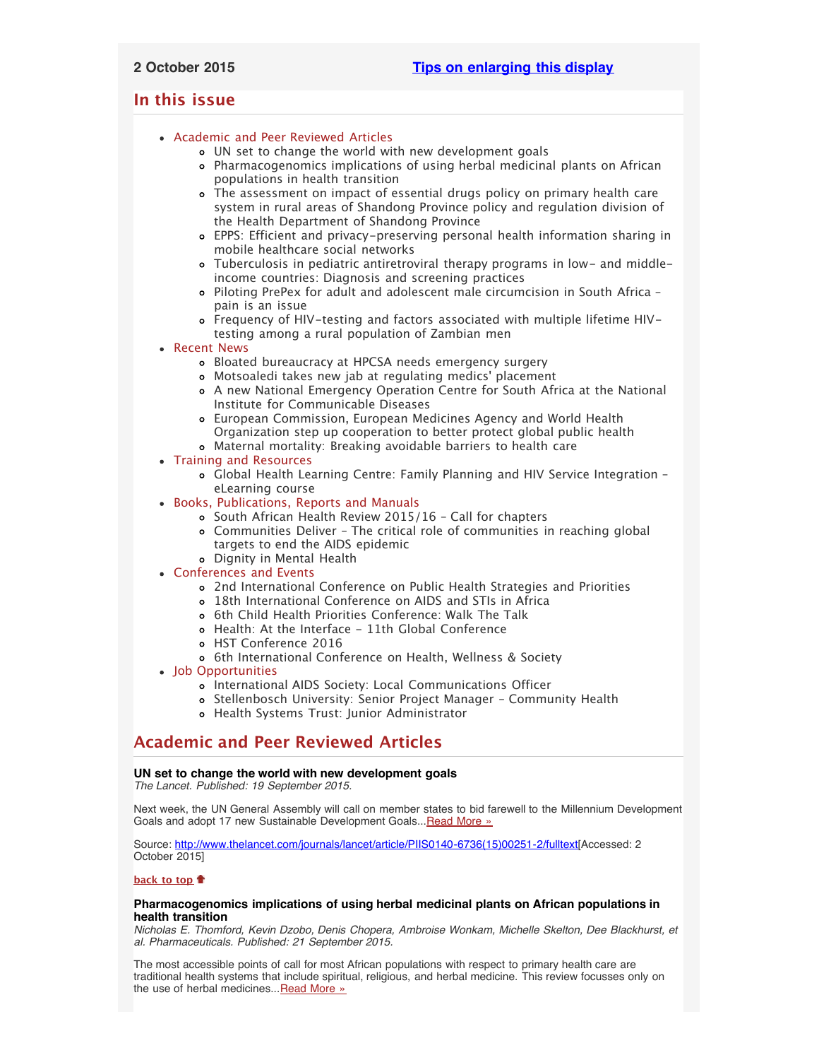**2 October 2015** [Tips on enlarging this display]

## In this issue

- Academic and Peer Reviewed Articles
  - UN set to change the world with new development goals
  - Pharmacogenomics implications of using herbal medicinal plants on African populations in health transition
  - The assessment on impact of essential drugs policy on primary health care system in rural areas of Shandong Province policy and regulation division of the Health Department of Shandong Province
  - EPPS: Efficient and privacy-preserving personal health information sharing in mobile healthcare social networks
  - Tuberculosis in pediatric antiretroviral therapy programs in low- and middle-income countries: Diagnosis and screening practices
  - Piloting PrePex for adult and adolescent male circumcision in South Africa - pain is an issue
  - Frequency of HIV-testing and factors associated with multiple lifetime HIV-testing among a rural population of Zambian men
- Recent News
  - Bloated bureaucracy at HPCSA needs emergency surgery
  - Motsoaledi takes new jab at regulating medics' placement
  - A new National Emergency Operation Centre for South Africa at the National Institute for Communicable Diseases
  - European Commission, European Medicines Agency and World Health Organization step up cooperation to better protect global public health
  - Maternal mortality: Breaking avoidable barriers to health care
- Training and Resources
  - Global Health Learning Centre: Family Planning and HIV Service Integration - eLearning course
- Books, Publications, Reports and Manuals
  - South African Health Review 2015/16 - Call for chapters
  - Communities Deliver - The critical role of communities in reaching global targets to end the AIDS epidemic
  - Dignity in Mental Health
- Conferences and Events
  - 2nd International Conference on Public Health Strategies and Priorities
  - 18th International Conference on AIDS and STIs in Africa
  - 6th Child Health Priorities Conference: Walk The Talk
  - Health: At the Interface - 11th Global Conference
  - HST Conference 2016
  - 6th International Conference on Health, Wellness & Society
- Job Opportunities
  - International AIDS Society: Local Communications Officer
  - Stellenbosch University: Senior Project Manager - Community Health
  - Health Systems Trust: Junior Administrator

## Academic and Peer Reviewed Articles

**UN set to change the world with new development goals**
*The Lancet. Published: 19 September 2015.*

Next week, the UN General Assembly will call on member states to bid farewell to the Millennium Development Goals and adopt 17 new Sustainable Development Goals...Read More »

Source: http://www.thelancet.com/journals/lancet/article/PIIS0140-6736(15)00251-2/fulltext[Accessed: 2 October 2015]

**back to top**

**Pharmacogenomics implications of using herbal medicinal plants on African populations in health transition**
*Nicholas E. Thomford, Kevin Dzobo, Denis Chopera, Ambroise Wonkam, Michelle Skelton, Dee Blackhurst, et al. Pharmaceuticals. Published: 21 September 2015.*

The most accessible points of call for most African populations with respect to primary health care are traditional health systems that include spiritual, religious, and herbal medicine. This review focusses only on the use of herbal medicines...Read More »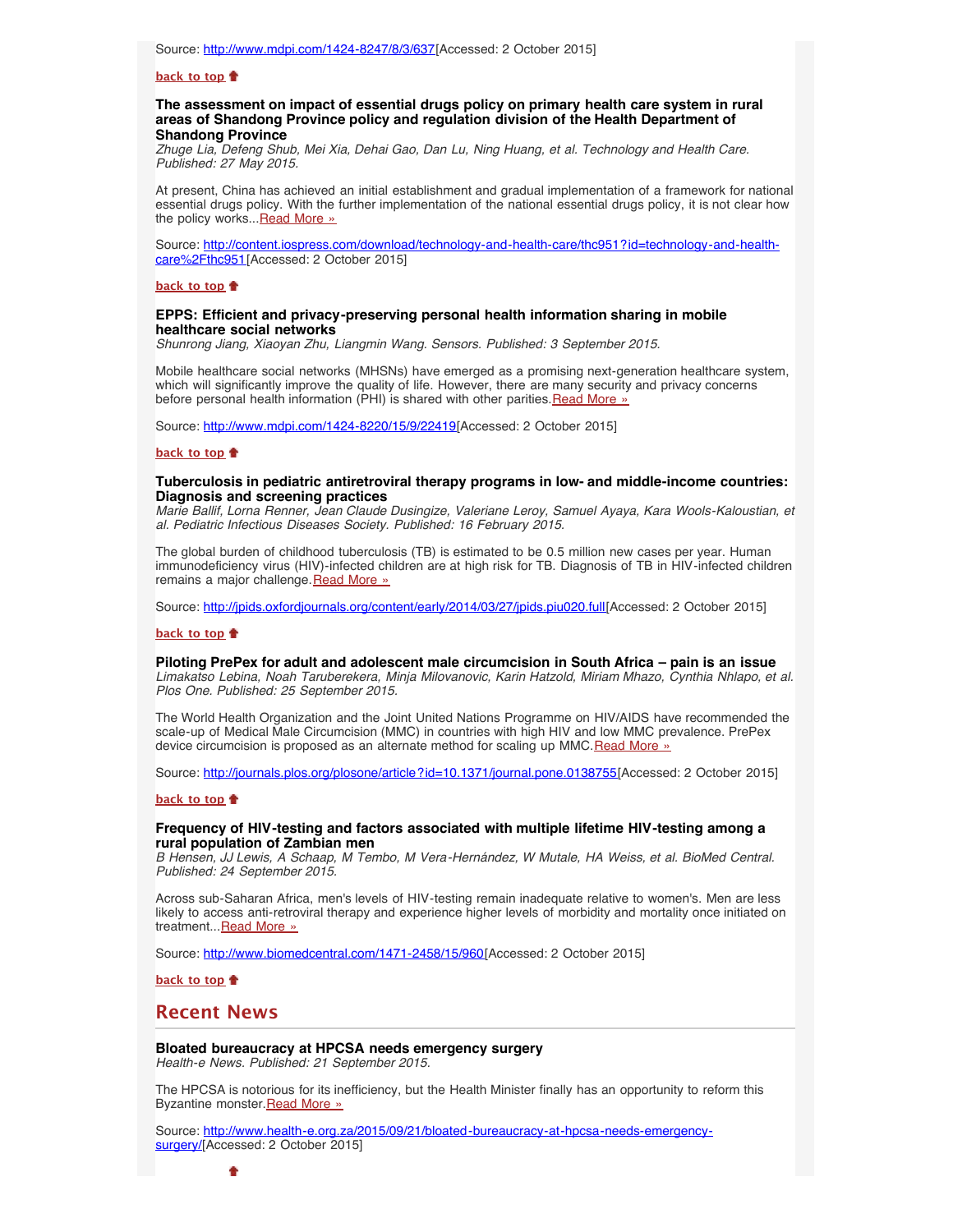Source: http://www.mdpi.com/1424-8247/8/3/637[Accessed: 2 October 2015]

**back to top**

**The assessment on impact of essential drugs policy on primary health care system in rural areas of Shandong Province policy and regulation division of the Health Department of Shandong Province**

*Zhuge Lia, Defeng Shub, Mei Xia, Dehai Gao, Dan Lu, Ning Huang, et al. Technology and Health Care. Published: 27 May 2015.*

At present, China has achieved an initial establishment and gradual implementation of a framework for national essential drugs policy. With the further implementation of the national essential drugs policy, it is not clear how the policy works...Read More »

Source: http://content.iospress.com/download/technology-and-health-care/thc951?id=technology-and-health-care%2Fthc951[Accessed: 2 October 2015]

**back to top**

**EPPS: Efficient and privacy-preserving personal health information sharing in mobile healthcare social networks**

*Shunrong Jiang, Xiaoyan Zhu, Liangmin Wang. Sensors. Published: 3 September 2015.*

Mobile healthcare social networks (MHSNs) have emerged as a promising next-generation healthcare system, which will significantly improve the quality of life. However, there are many security and privacy concerns before personal health information (PHI) is shared with other parities.Read More »

Source: http://www.mdpi.com/1424-8220/15/9/22419[Accessed: 2 October 2015]

**back to top**

**Tuberculosis in pediatric antiretroviral therapy programs in low- and middle-income countries: Diagnosis and screening practices**

*Marie Ballif, Lorna Renner, Jean Claude Dusingize, Valeriane Leroy, Samuel Ayaya, Kara Wools-Kaloustian, et al. Pediatric Infectious Diseases Society. Published: 16 February 2015.*

The global burden of childhood tuberculosis (TB) is estimated to be 0.5 million new cases per year. Human immunodeficiency virus (HIV)-infected children are at high risk for TB. Diagnosis of TB in HIV-infected children remains a major challenge.Read More »

Source: http://jpids.oxfordjournals.org/content/early/2014/03/27/jpids.piu020.full[Accessed: 2 October 2015]

**back to top**

**Piloting PrePex for adult and adolescent male circumcision in South Africa – pain is an issue**

*Limakatso Lebina, Noah Taruberekera, Minja Milovanovic, Karin Hatzold, Miriam Mhazo, Cynthia Nhlapo, et al. Plos One. Published: 25 September 2015.*

The World Health Organization and the Joint United Nations Programme on HIV/AIDS have recommended the scale-up of Medical Male Circumcision (MMC) in countries with high HIV and low MMC prevalence. PrePex device circumcision is proposed as an alternate method for scaling up MMC.Read More »

Source: http://journals.plos.org/plosone/article?id=10.1371/journal.pone.0138755[Accessed: 2 October 2015]

**back to top**

**Frequency of HIV-testing and factors associated with multiple lifetime HIV-testing among a rural population of Zambian men**

*B Hensen, JJ Lewis, A Schaap, M Tembo, M Vera-Hernández, W Mutale, HA Weiss, et al. BioMed Central. Published: 24 September 2015.*

Across sub-Saharan Africa, men's levels of HIV-testing remain inadequate relative to women's. Men are less likely to access anti-retroviral therapy and experience higher levels of morbidity and mortality once initiated on treatment...Read More »

Source: http://www.biomedcentral.com/1471-2458/15/960[Accessed: 2 October 2015]

**back to top**

## Recent News

**Bloated bureaucracy at HPCSA needs emergency surgery**

*Health-e News. Published: 21 September 2015.*

The HPCSA is notorious for its inefficiency, but the Health Minister finally has an opportunity to reform this Byzantine monster.Read More »

Source: http://www.health-e.org.za/2015/09/21/bloated-bureaucracy-at-hpcsa-needs-emergency-surgery/[Accessed: 2 October 2015]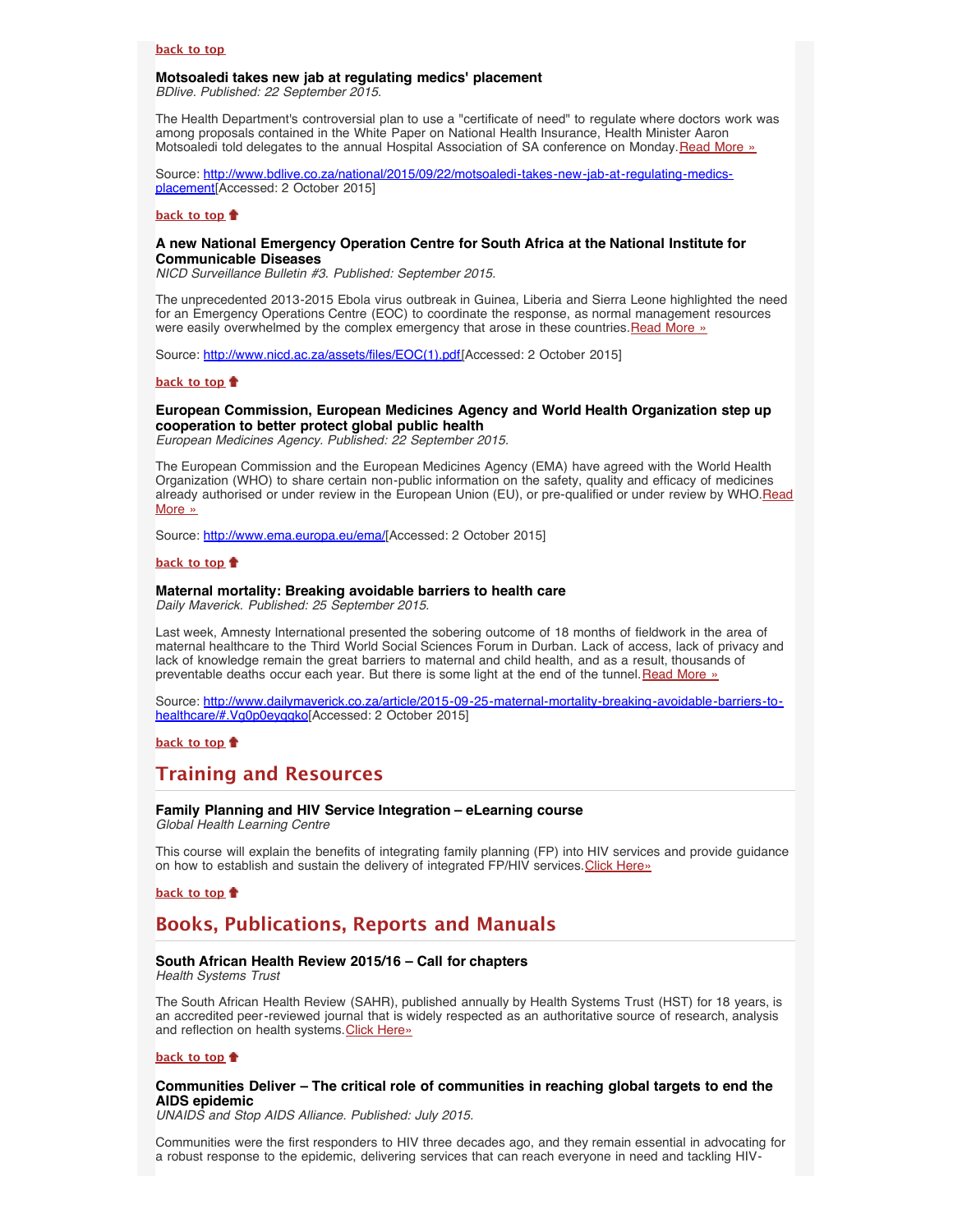**back to top**

### Motsoaledi takes new jab at regulating medics' placement

*BDlive. Published: 22 September 2015.*

The Health Department's controversial plan to use a "certificate of need" to regulate where doctors work was among proposals contained in the White Paper on National Health Insurance, Health Minister Aaron Motsoaledi told delegates to the annual Hospital Association of SA conference on Monday. Read More »

Source: http://www.bdlive.co.za/national/2015/09/22/motsoaledi-takes-new-jab-at-regulating-medics-placement[Accessed: 2 October 2015]

**back to top**

### A new National Emergency Operation Centre for South Africa at the National Institute for Communicable Diseases

*NICD Surveillance Bulletin #3. Published: September 2015.*

The unprecedented 2013-2015 Ebola virus outbreak in Guinea, Liberia and Sierra Leone highlighted the need for an Emergency Operations Centre (EOC) to coordinate the response, as normal management resources were easily overwhelmed by the complex emergency that arose in these countries. Read More »

Source: http://www.nicd.ac.za/assets/files/EOC(1).pdf[Accessed: 2 October 2015]

**back to top**

### European Commission, European Medicines Agency and World Health Organization step up cooperation to better protect global public health

*European Medicines Agency. Published: 22 September 2015.*

The European Commission and the European Medicines Agency (EMA) have agreed with the World Health Organization (WHO) to share certain non-public information on the safety, quality and efficacy of medicines already authorised or under review in the European Union (EU), or pre-qualified or under review by WHO. Read More »

Source: http://www.ema.europa.eu/ema/[Accessed: 2 October 2015]

**back to top**

### Maternal mortality: Breaking avoidable barriers to health care

*Daily Maverick. Published: 25 September 2015.*

Last week, Amnesty International presented the sobering outcome of 18 months of fieldwork in the area of maternal healthcare to the Third World Social Sciences Forum in Durban. Lack of access, lack of privacy and lack of knowledge remain the great barriers to maternal and child health, and as a result, thousands of preventable deaths occur each year. But there is some light at the end of the tunnel. Read More »

Source: http://www.dailymaverick.co.za/article/2015-09-25-maternal-mortality-breaking-avoidable-barriers-to-healthcare/#.Vg0p0eygqko[Accessed: 2 October 2015]

**back to top**

## Training and Resources

### Family Planning and HIV Service Integration – eLearning course

*Global Health Learning Centre*

This course will explain the benefits of integrating family planning (FP) into HIV services and provide guidance on how to establish and sustain the delivery of integrated FP/HIV services. Click Here»

**back to top**

## Books, Publications, Reports and Manuals

### South African Health Review 2015/16 – Call for chapters

*Health Systems Trust*

The South African Health Review (SAHR), published annually by Health Systems Trust (HST) for 18 years, is an accredited peer-reviewed journal that is widely respected as an authoritative source of research, analysis and reflection on health systems. Click Here»

**back to top**

### Communities Deliver – The critical role of communities in reaching global targets to end the AIDS epidemic

*UNAIDS and Stop AIDS Alliance. Published: July 2015.*

Communities were the first responders to HIV three decades ago, and they remain essential in advocating for a robust response to the epidemic, delivering services that can reach everyone in need and tackling HIV-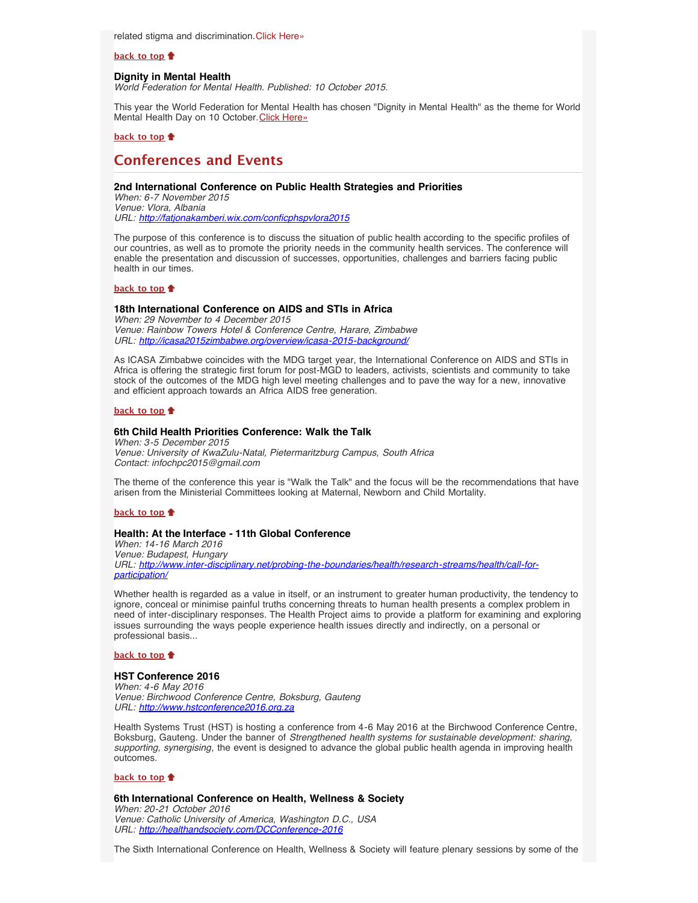related stigma and discrimination.Click Here»

**back to top**

**Dignity in Mental Health**
*World Federation for Mental Health. Published: 10 October 2015.*

This year the World Federation for Mental Health has chosen "Dignity in Mental Health" as the theme for World Mental Health Day on 10 October.Click Here»

**back to top**

## Conferences and Events

**2nd International Conference on Public Health Strategies and Priorities**
*When: 6-7 November 2015*
*Venue: Vlora, Albania*
*URL: http://fatjonakamberi.wix.com/conficphspvlora2015*

The purpose of this conference is to discuss the situation of public health according to the specific profiles of our countries, as well as to promote the priority needs in the community health services. The conference will enable the presentation and discussion of successes, opportunities, challenges and barriers facing public health in our times.

**back to top**

**18th International Conference on AIDS and STIs in Africa**
*When: 29 November to 4 December 2015*
*Venue: Rainbow Towers Hotel & Conference Centre, Harare, Zimbabwe*
*URL: http://icasa2015zimbabwe.org/overview/icasa-2015-background/*

As ICASA Zimbabwe coincides with the MDG target year, the International Conference on AIDS and STIs in Africa is offering the strategic first forum for post-MGD to leaders, activists, scientists and community to take stock of the outcomes of the MDG high level meeting challenges and to pave the way for a new, innovative and efficient approach towards an Africa AIDS free generation.

**back to top**

**6th Child Health Priorities Conference: Walk the Talk**
*When: 3-5 December 2015*
*Venue: University of KwaZulu-Natal, Pietermaritzburg Campus, South Africa*
*Contact: infochpc2015@gmail.com*

The theme of the conference this year is "Walk the Talk" and the focus will be the recommendations that have arisen from the Ministerial Committees looking at Maternal, Newborn and Child Mortality.

**back to top**

**Health: At the Interface - 11th Global Conference**
*When: 14-16 March 2016*
*Venue: Budapest, Hungary*
*URL: http://www.inter-disciplinary.net/probing-the-boundaries/health/research-streams/health/call-for-participation/*

Whether health is regarded as a value in itself, or an instrument to greater human productivity, the tendency to ignore, conceal or minimise painful truths concerning threats to human health presents a complex problem in need of inter-disciplinary responses. The Health Project aims to provide a platform for examining and exploring issues surrounding the ways people experience health issues directly and indirectly, on a personal or professional basis...

**back to top**

**HST Conference 2016**
*When: 4-6 May 2016*
*Venue: Birchwood Conference Centre, Boksburg, Gauteng*
*URL: http://www.hstconference2016.org.za*

Health Systems Trust (HST) is hosting a conference from 4-6 May 2016 at the Birchwood Conference Centre, Boksburg, Gauteng. Under the banner of *Strengthened health systems for sustainable development: sharing, supporting, synergising*, the event is designed to advance the global public health agenda in improving health outcomes.

**back to top**

**6th International Conference on Health, Wellness & Society**
*When: 20-21 October 2016*
*Venue: Catholic University of America, Washington D.C., USA*
*URL: http://healthandsociety.com/DCConference-2016*

The Sixth International Conference on Health, Wellness & Society will feature plenary sessions by some of the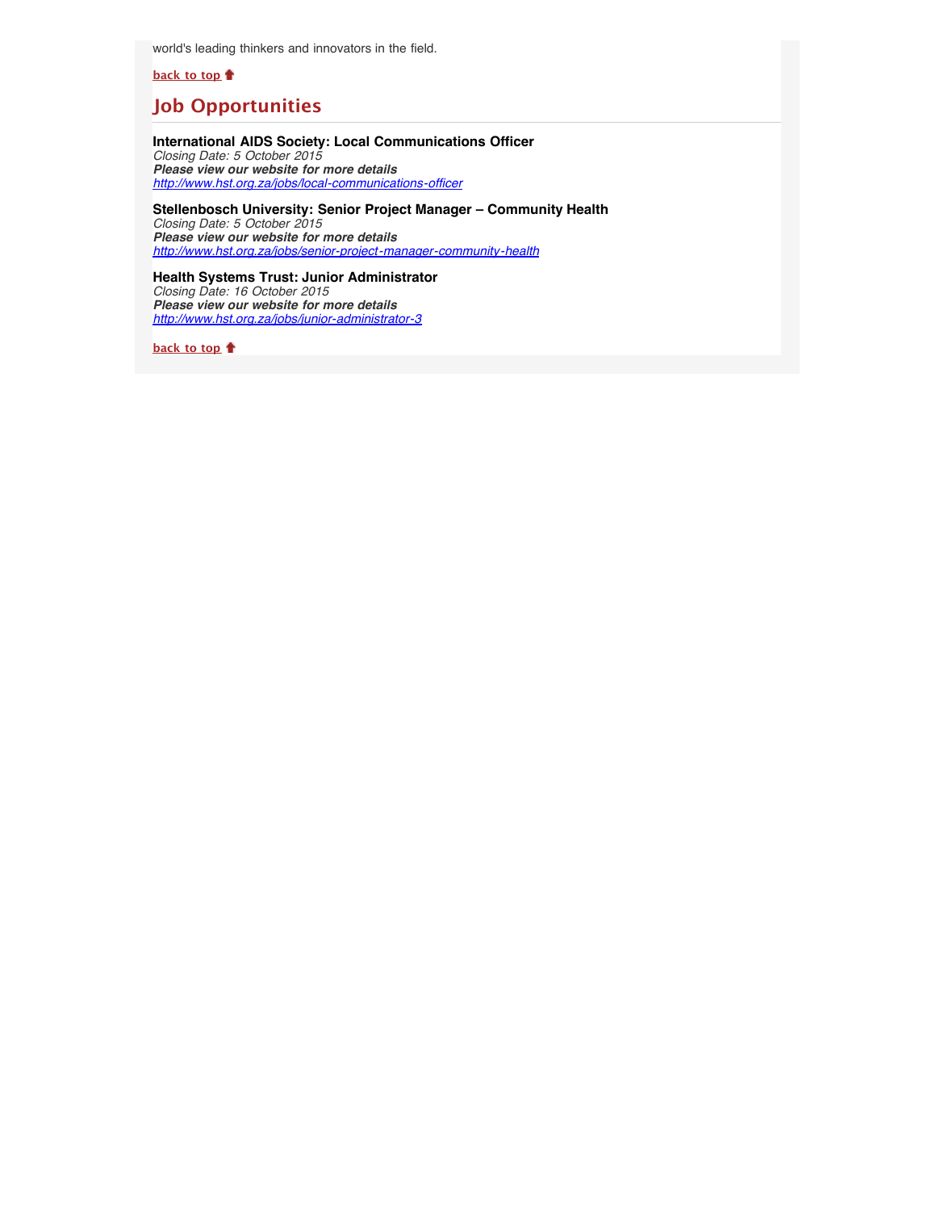world's leading thinkers and innovators in the field.

back to top

## Job Opportunities

**International AIDS Society: Local Communications Officer**
*Closing Date: 5 October 2015*
***Please view our website for more details***
*http://www.hst.org.za/jobs/local-communications-officer*

**Stellenbosch University: Senior Project Manager – Community Health**
*Closing Date: 5 October 2015*
***Please view our website for more details***
*http://www.hst.org.za/jobs/senior-project-manager-community-health*

**Health Systems Trust: Junior Administrator**
*Closing Date: 16 October 2015*
***Please view our website for more details***
*http://www.hst.org.za/jobs/junior-administrator-3*

back to top